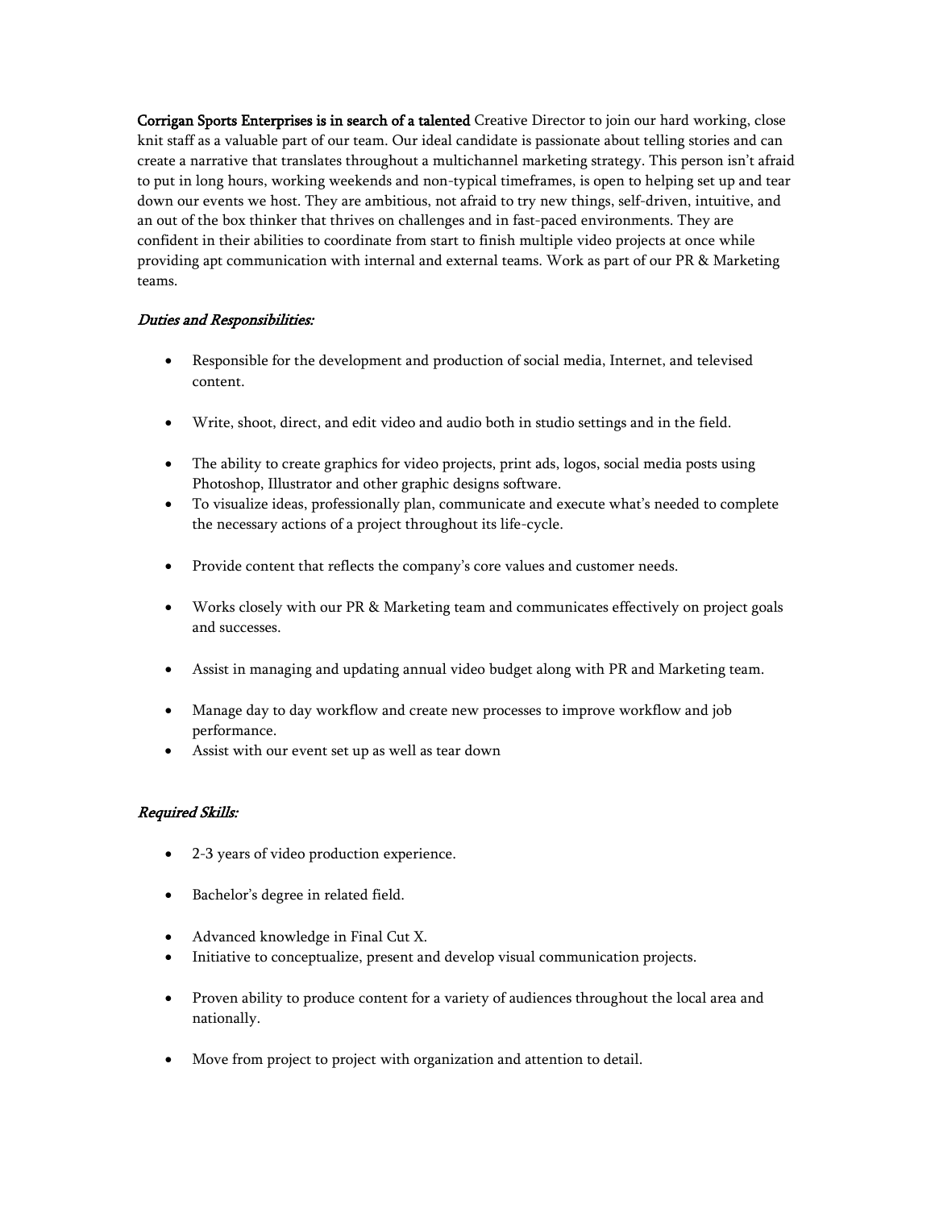**Corrigan Sports Enterprises is in search of a talented** Creative Director to join our hard working, close knit staff as a valuable part of our team. Our ideal candidate is passionate about telling stories and can create a narrative that translates throughout a multichannel marketing strategy. This person isn't afraid to put in long hours, working weekends and non-typical timeframes, is open to helping set up and tear down our events we host. They are ambitious, not afraid to try new things, self-driven, intuitive, and an out of the box thinker that thrives on challenges and in fast-paced environments. They are confident in their abilities to coordinate from start to finish multiple video projects at once while providing apt communication with internal and external teams. Work as part of our PR & Marketing teams.

***Duties and Responsibilities:***

- Responsible for the development and production of social media, Internet, and televised content.
- Write, shoot, direct, and edit video and audio both in studio settings and in the field.
- The ability to create graphics for video projects, print ads, logos, social media posts using Photoshop, Illustrator and other graphic designs software.
- To visualize ideas, professionally plan, communicate and execute what's needed to complete the necessary actions of a project throughout its life-cycle.
- Provide content that reflects the company's core values and customer needs.
- Works closely with our PR & Marketing team and communicates effectively on project goals and successes.
- Assist in managing and updating annual video budget along with PR and Marketing team.
- Manage day to day workflow and create new processes to improve workflow and job performance.
- Assist with our event set up as well as tear down

***Required Skills:***

- 2-3 years of video production experience.
- Bachelor's degree in related field.
- Advanced knowledge in Final Cut X.
- Initiative to conceptualize, present and develop visual communication projects.
- Proven ability to produce content for a variety of audiences throughout the local area and nationally.
- Move from project to project with organization and attention to detail.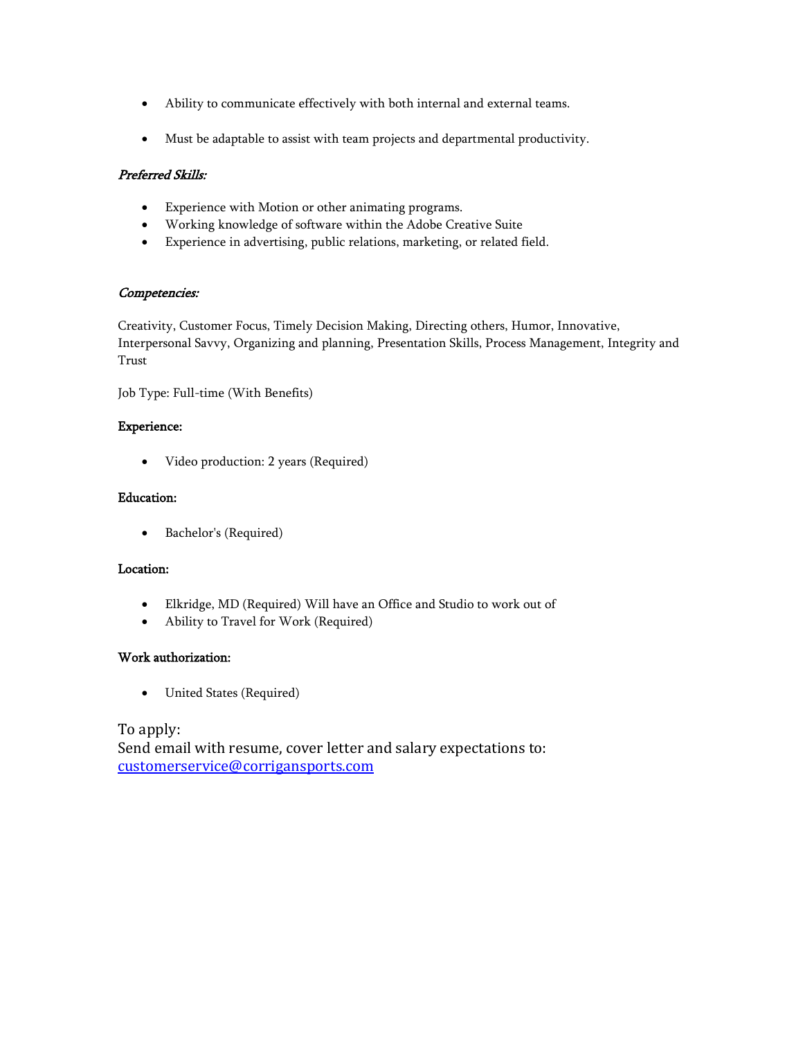- Ability to communicate effectively with both internal and external teams.

- Must be adaptable to assist with team projects and departmental productivity.

***Preferred Skills:***

- Experience with Motion or other animating programs.
- Working knowledge of software within the Adobe Creative Suite
- Experience in advertising, public relations, marketing, or related field.

***Competencies:***

Creativity, Customer Focus, Timely Decision Making, Directing others, Humor, Innovative, Interpersonal Savvy, Organizing and planning, Presentation Skills, Process Management, Integrity and Trust

Job Type: Full-time (With Benefits)

**Experience:**

- Video production: 2 years (Required)

**Education:**

- Bachelor's (Required)

**Location:**

- Elkridge, MD (Required) Will have an Office and Studio to work out of
- Ability to Travel for Work (Required)

**Work authorization:**

- United States (Required)

To apply:
Send email with resume, cover letter and salary expectations to:
customerservice@corrigansports.com